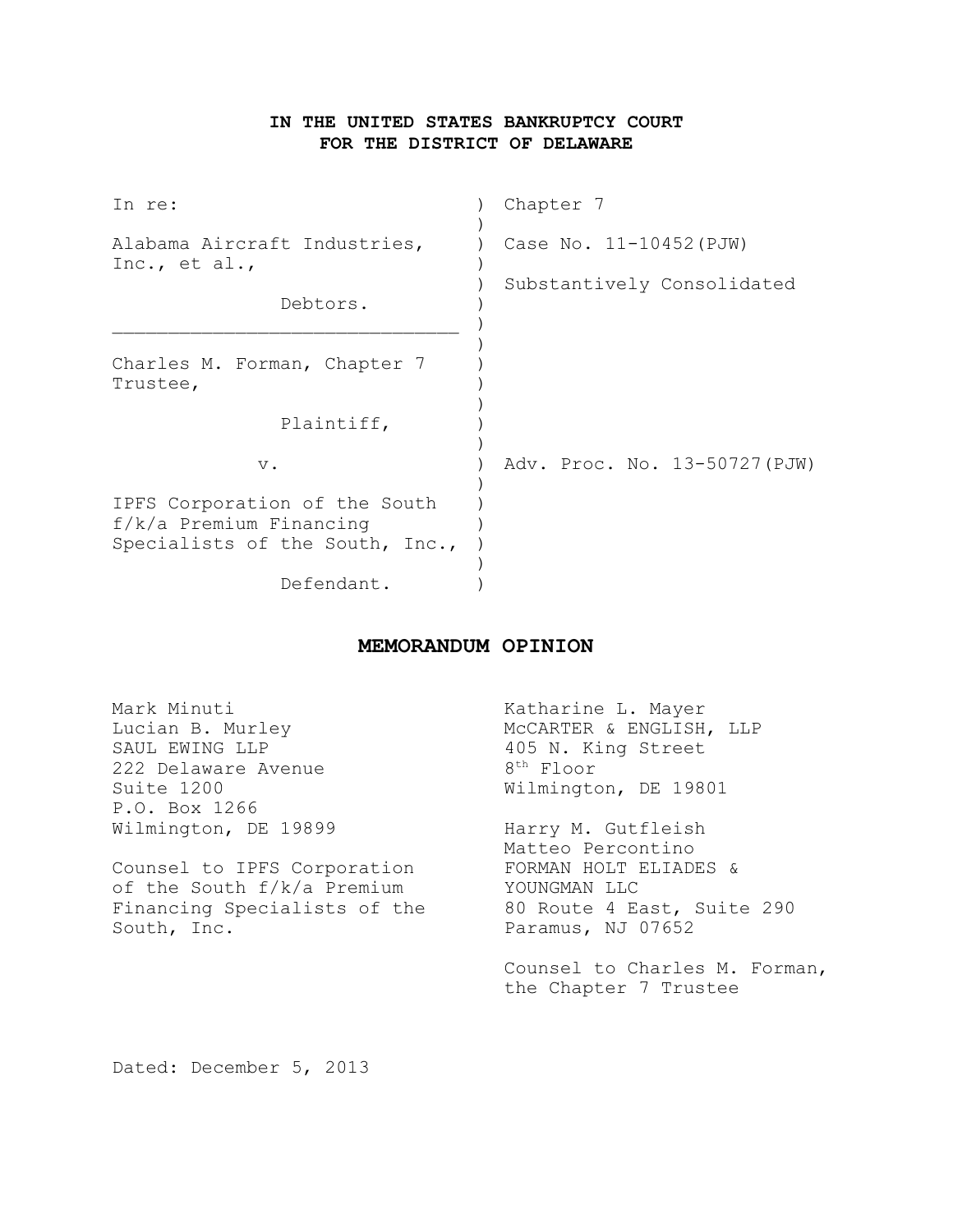# IN THE UNITED STATES BANKRUPTCY COURT
# FOR THE DISTRICT OF DELAWARE

| | |
|---|---|
| In re: | Chapter 7 |
| Alabama Aircraft Industries, Inc., et al., | Case No. 11-10452(PJW) |
| Debtors. | Substantively Consolidated |
| Charles M. Forman, Chapter 7 Trustee, | |
| Plaintiff, | |
| v. | Adv. Proc. No. 13-50727(PJW) |
| IPFS Corporation of the South f/k/a Premium Financing Specialists of the South, Inc., | |
| Defendant. | |

## MEMORANDUM OPINION

Mark Minuti
Lucian B. Murley
SAUL EWING LLP
222 Delaware Avenue
Suite 1200
P.O. Box 1266
Wilmington, DE 19899

Counsel to IPFS Corporation of the South f/k/a Premium Financing Specialists of the South, Inc.

Katharine L. Mayer
McCARTER & ENGLISH, LLP
405 N. King Street
8th Floor
Wilmington, DE 19801

Harry M. Gutfleish
Matteo Percontino
FORMAN HOLT ELIADES & YOUNGMAN LLC
80 Route 4 East, Suite 290
Paramus, NJ 07652

Counsel to Charles M. Forman, the Chapter 7 Trustee

Dated: December 5, 2013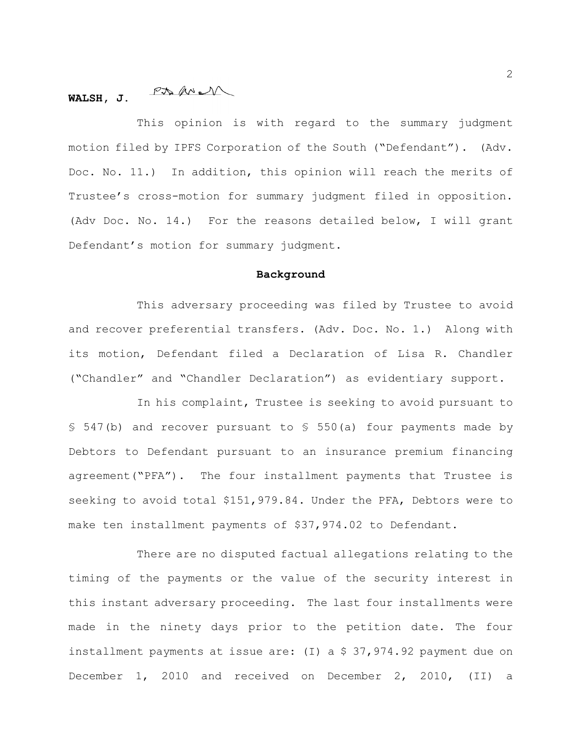**WALSH, J.**

This opinion is with regard to the summary judgment motion filed by IPFS Corporation of the South ("Defendant"). (Adv. Doc. No. 11.) In addition, this opinion will reach the merits of Trustee's cross-motion for summary judgment filed in opposition. (Adv Doc. No. 14.) For the reasons detailed below, I will grant Defendant's motion for summary judgment.

**Background**

This adversary proceeding was filed by Trustee to avoid and recover preferential transfers. (Adv. Doc. No. 1.) Along with its motion, Defendant filed a Declaration of Lisa R. Chandler ("Chandler" and "Chandler Declaration") as evidentiary support.

In his complaint, Trustee is seeking to avoid pursuant to § 547(b) and recover pursuant to § 550(a) four payments made by Debtors to Defendant pursuant to an insurance premium financing agreement("PFA"). The four installment payments that Trustee is seeking to avoid total $151,979.84. Under the PFA, Debtors were to make ten installment payments of $37,974.02 to Defendant.

There are no disputed factual allegations relating to the timing of the payments or the value of the security interest in this instant adversary proceeding. The last four installments were made in the ninety days prior to the petition date. The four installment payments at issue are: (I) a $ 37,974.92 payment due on December 1, 2010 and received on December 2, 2010, (II) a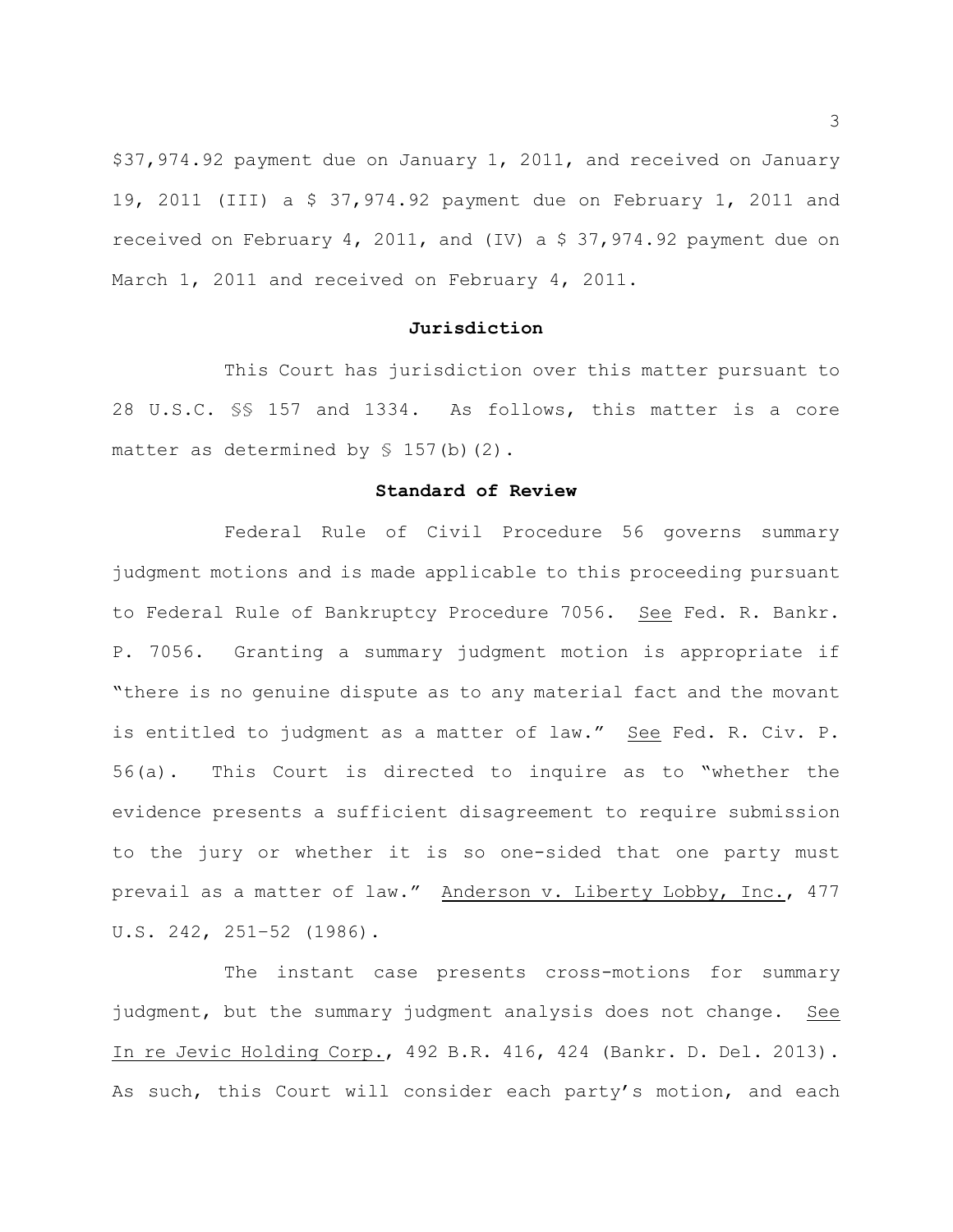$37,974.92 payment due on January 1, 2011, and received on January 19, 2011 (III) a $ 37,974.92 payment due on February 1, 2011 and received on February 4, 2011, and (IV) a $ 37,974.92 payment due on March 1, 2011 and received on February 4, 2011.

**Jurisdiction**

This Court has jurisdiction over this matter pursuant to 28 U.S.C. §§ 157 and 1334. As follows, this matter is a core matter as determined by § 157(b)(2).

**Standard of Review**

Federal Rule of Civil Procedure 56 governs summary judgment motions and is made applicable to this proceeding pursuant to Federal Rule of Bankruptcy Procedure 7056. See Fed. R. Bankr. P. 7056. Granting a summary judgment motion is appropriate if "there is no genuine dispute as to any material fact and the movant is entitled to judgment as a matter of law." See Fed. R. Civ. P. 56(a). This Court is directed to inquire as to "whether the evidence presents a sufficient disagreement to require submission to the jury or whether it is so one-sided that one party must prevail as a matter of law." Anderson v. Liberty Lobby, Inc., 477 U.S. 242, 251–52 (1986).

The instant case presents cross-motions for summary judgment, but the summary judgment analysis does not change. See In re Jevic Holding Corp., 492 B.R. 416, 424 (Bankr. D. Del. 2013). As such, this Court will consider each party's motion, and each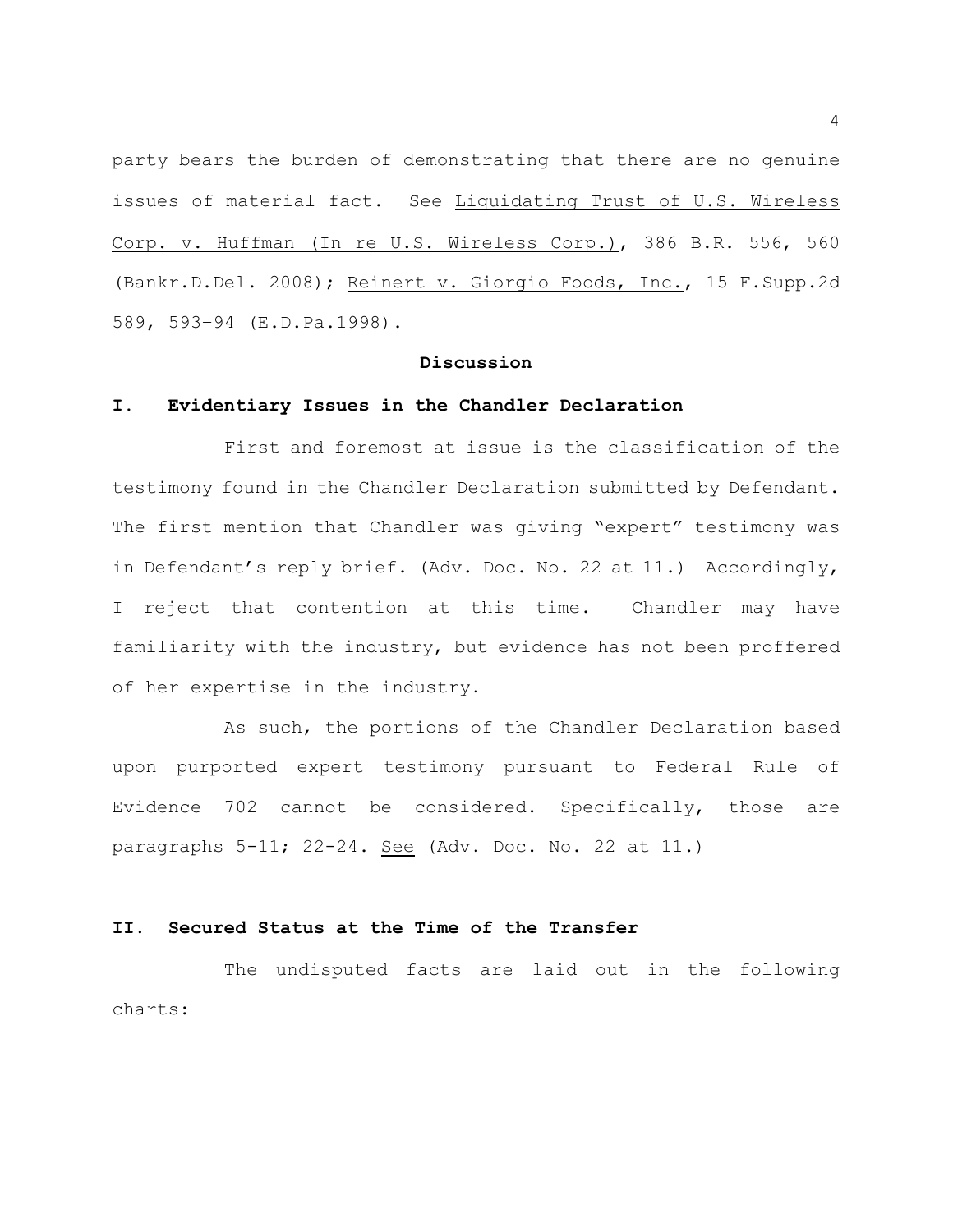party bears the burden of demonstrating that there are no genuine issues of material fact. See Liquidating Trust of U.S. Wireless Corp. v. Huffman (In re U.S. Wireless Corp.), 386 B.R. 556, 560 (Bankr.D.Del. 2008); Reinert v. Giorgio Foods, Inc., 15 F.Supp.2d 589, 593–94 (E.D.Pa.1998).

## Discussion

### I. Evidentiary Issues in the Chandler Declaration

First and foremost at issue is the classification of the testimony found in the Chandler Declaration submitted by Defendant. The first mention that Chandler was giving "expert" testimony was in Defendant's reply brief. (Adv. Doc. No. 22 at 11.) Accordingly, I reject that contention at this time. Chandler may have familiarity with the industry, but evidence has not been proffered of her expertise in the industry.

As such, the portions of the Chandler Declaration based upon purported expert testimony pursuant to Federal Rule of Evidence 702 cannot be considered. Specifically, those are paragraphs 5-11; 22-24. See (Adv. Doc. No. 22 at 11.)

### II. Secured Status at the Time of the Transfer

The undisputed facts are laid out in the following charts: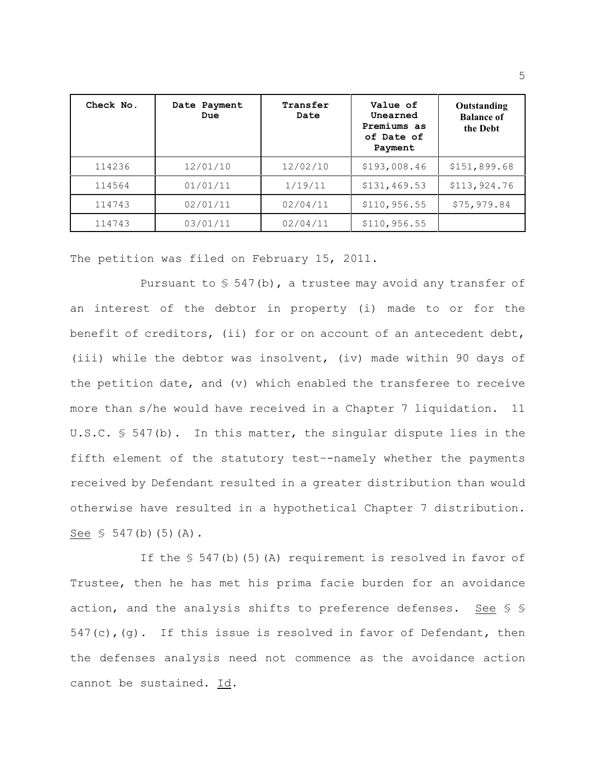| Check No. | Date Payment Due | Transfer Date | Value of Unearned Premiums as of Date of Payment | Outstanding Balance of the Debt |
|---|---|---|---|---|
| 114236 | 12/01/10 | 12/02/10 | $193,008.46 | $151,899.68 |
| 114564 | 01/01/11 | 1/19/11 | $131,469.53 | $113,924.76 |
| 114743 | 02/01/11 | 02/04/11 | $110,956.55 | $75,979.84 |
| 114743 | 03/01/11 | 02/04/11 | $110,956.55 | |

The petition was filed on February 15, 2011.

Pursuant to § 547(b), a trustee may avoid any transfer of an interest of the debtor in property (i) made to or for the benefit of creditors, (ii) for or on account of an antecedent debt, (iii) while the debtor was insolvent, (iv) made within 90 days of the petition date, and (v) which enabled the transferee to receive more than s/he would have received in a Chapter 7 liquidation. 11 U.S.C. § 547(b). In this matter, the singular dispute lies in the fifth element of the statutory test--namely whether the payments received by Defendant resulted in a greater distribution than would otherwise have resulted in a hypothetical Chapter 7 distribution. See § 547(b)(5)(A).

If the § 547(b)(5)(A) requirement is resolved in favor of Trustee, then he has met his prima facie burden for an avoidance action, and the analysis shifts to preference defenses. See § § 547(c),(g). If this issue is resolved in favor of Defendant, then the defenses analysis need not commence as the avoidance action cannot be sustained. Id.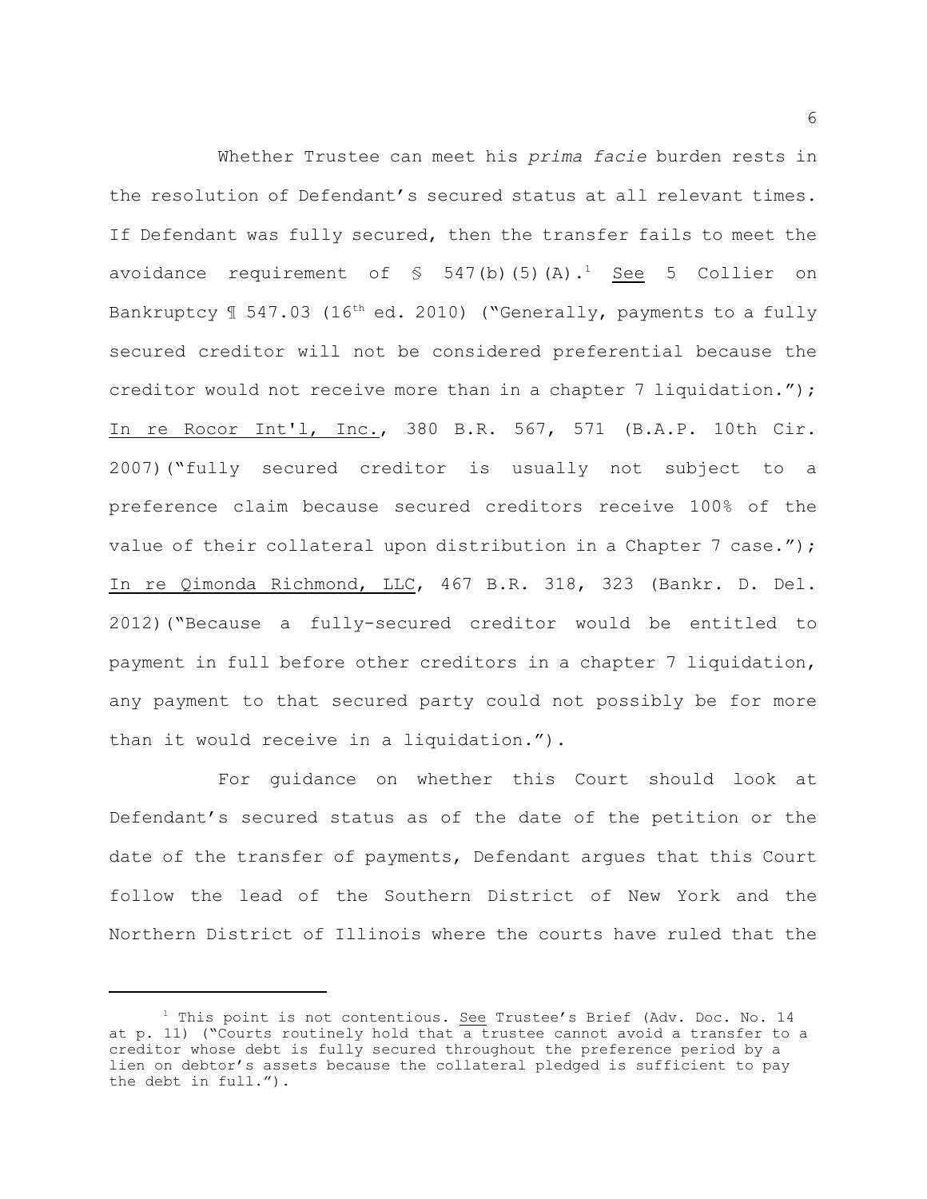Whether Trustee can meet his *prima facie* burden rests in the resolution of Defendant's secured status at all relevant times. If Defendant was fully secured, then the transfer fails to meet the avoidance requirement of § 547(b)(5)(A).[1] See 5 Collier on Bankruptcy ¶ 547.03 (16th ed. 2010) ("Generally, payments to a fully secured creditor will not be considered preferential because the creditor would not receive more than in a chapter 7 liquidation."); In re Rocor Int'l, Inc., 380 B.R. 567, 571 (B.A.P. 10th Cir. 2007)("fully secured creditor is usually not subject to a preference claim because secured creditors receive 100% of the value of their collateral upon distribution in a Chapter 7 case."); In re Qimonda Richmond, LLC, 467 B.R. 318, 323 (Bankr. D. Del. 2012)("Because a fully-secured creditor would be entitled to payment in full before other creditors in a chapter 7 liquidation, any payment to that secured party could not possibly be for more than it would receive in a liquidation.").

For guidance on whether this Court should look at Defendant's secured status as of the date of the petition or the date of the transfer of payments, Defendant argues that this Court follow the lead of the Southern District of New York and the Northern District of Illinois where the courts have ruled that the

---

[1] This point is not contentious. See Trustee's Brief (Adv. Doc. No. 14 at p. 11) ("Courts routinely hold that a trustee cannot avoid a transfer to a creditor whose debt is fully secured throughout the preference period by a lien on debtor's assets because the collateral pledged is sufficient to pay the debt in full.").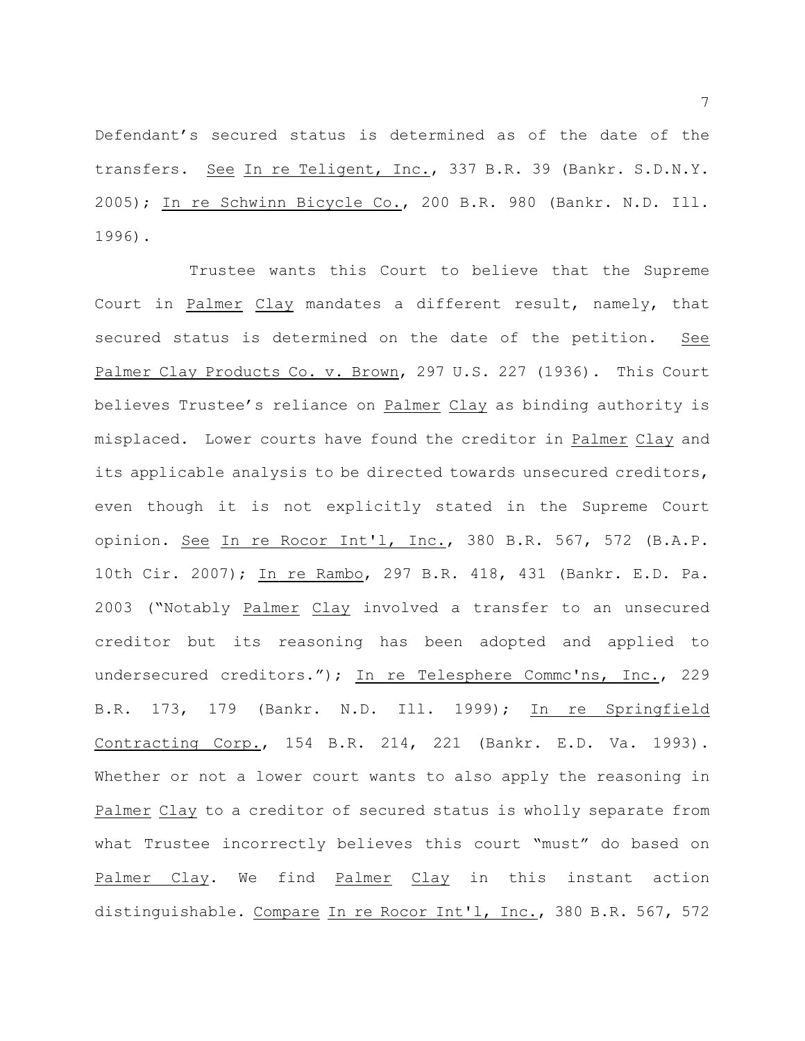Defendant's secured status is determined as of the date of the transfers. See In re Teligent, Inc., 337 B.R. 39 (Bankr. S.D.N.Y. 2005); In re Schwinn Bicycle Co., 200 B.R. 980 (Bankr. N.D. Ill. 1996).

Trustee wants this Court to believe that the Supreme Court in Palmer Clay mandates a different result, namely, that secured status is determined on the date of the petition. See Palmer Clay Products Co. v. Brown, 297 U.S. 227 (1936). This Court believes Trustee's reliance on Palmer Clay as binding authority is misplaced. Lower courts have found the creditor in Palmer Clay and its applicable analysis to be directed towards unsecured creditors, even though it is not explicitly stated in the Supreme Court opinion. See In re Rocor Int'l, Inc., 380 B.R. 567, 572 (B.A.P. 10th Cir. 2007); In re Rambo, 297 B.R. 418, 431 (Bankr. E.D. Pa. 2003 ("Notably Palmer Clay involved a transfer to an unsecured creditor but its reasoning has been adopted and applied to undersecured creditors."); In re Telesphere Commc'ns, Inc., 229 B.R. 173, 179 (Bankr. N.D. Ill. 1999); In re Springfield Contracting Corp., 154 B.R. 214, 221 (Bankr. E.D. Va. 1993). Whether or not a lower court wants to also apply the reasoning in Palmer Clay to a creditor of secured status is wholly separate from what Trustee incorrectly believes this court "must" do based on Palmer Clay. We find Palmer Clay in this instant action distinguishable. Compare In re Rocor Int'l, Inc., 380 B.R. 567, 572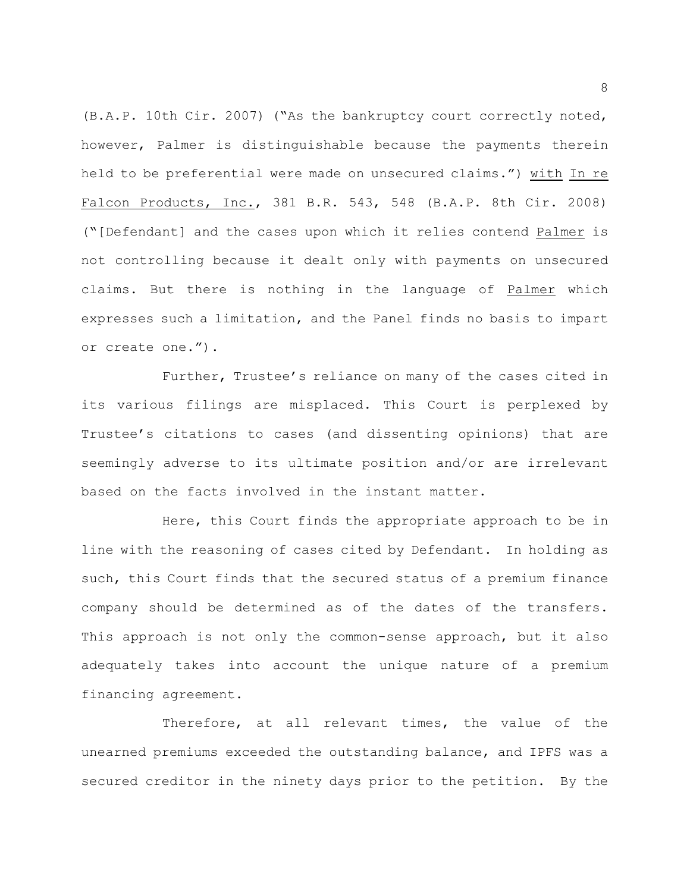(B.A.P. 10th Cir. 2007) ("As the bankruptcy court correctly noted, however, Palmer is distinguishable because the payments therein held to be preferential were made on unsecured claims.") with In re Falcon Products, Inc., 381 B.R. 543, 548 (B.A.P. 8th Cir. 2008) ("[Defendant] and the cases upon which it relies contend Palmer is not controlling because it dealt only with payments on unsecured claims. But there is nothing in the language of Palmer which expresses such a limitation, and the Panel finds no basis to impart or create one.").

Further, Trustee's reliance on many of the cases cited in its various filings are misplaced. This Court is perplexed by Trustee's citations to cases (and dissenting opinions) that are seemingly adverse to its ultimate position and/or are irrelevant based on the facts involved in the instant matter.

Here, this Court finds the appropriate approach to be in line with the reasoning of cases cited by Defendant. In holding as such, this Court finds that the secured status of a premium finance company should be determined as of the dates of the transfers. This approach is not only the common-sense approach, but it also adequately takes into account the unique nature of a premium financing agreement.

Therefore, at all relevant times, the value of the unearned premiums exceeded the outstanding balance, and IPFS was a secured creditor in the ninety days prior to the petition. By the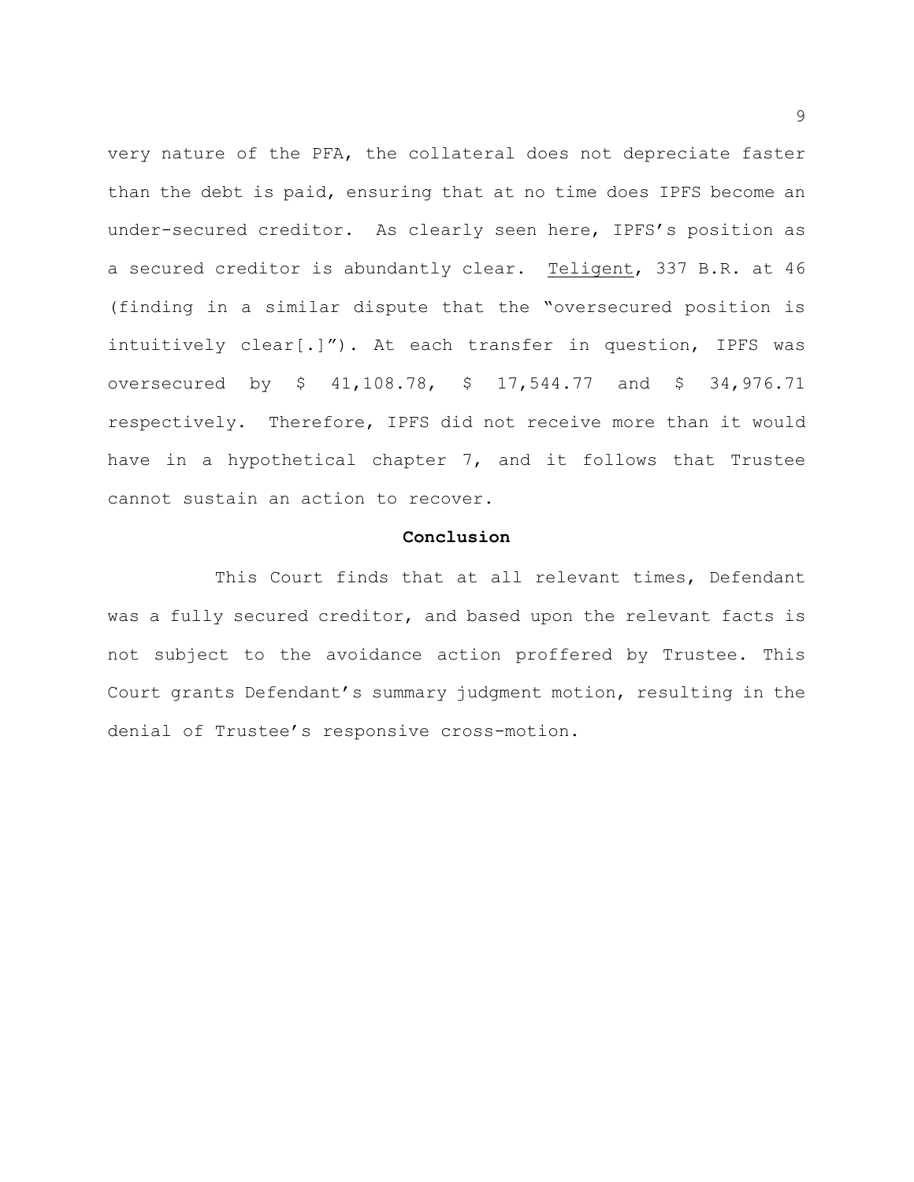very nature of the PFA, the collateral does not depreciate faster than the debt is paid, ensuring that at no time does IPFS become an under-secured creditor. As clearly seen here, IPFS's position as a secured creditor is abundantly clear. Teligent, 337 B.R. at 46 (finding in a similar dispute that the "oversecured position is intuitively clear[.]"). At each transfer in question, IPFS was oversecured by $ 41,108.78, $ 17,544.77 and $ 34,976.71 respectively. Therefore, IPFS did not receive more than it would have in a hypothetical chapter 7, and it follows that Trustee cannot sustain an action to recover.

**Conclusion**

This Court finds that at all relevant times, Defendant was a fully secured creditor, and based upon the relevant facts is not subject to the avoidance action proffered by Trustee. This Court grants Defendant's summary judgment motion, resulting in the denial of Trustee's responsive cross-motion.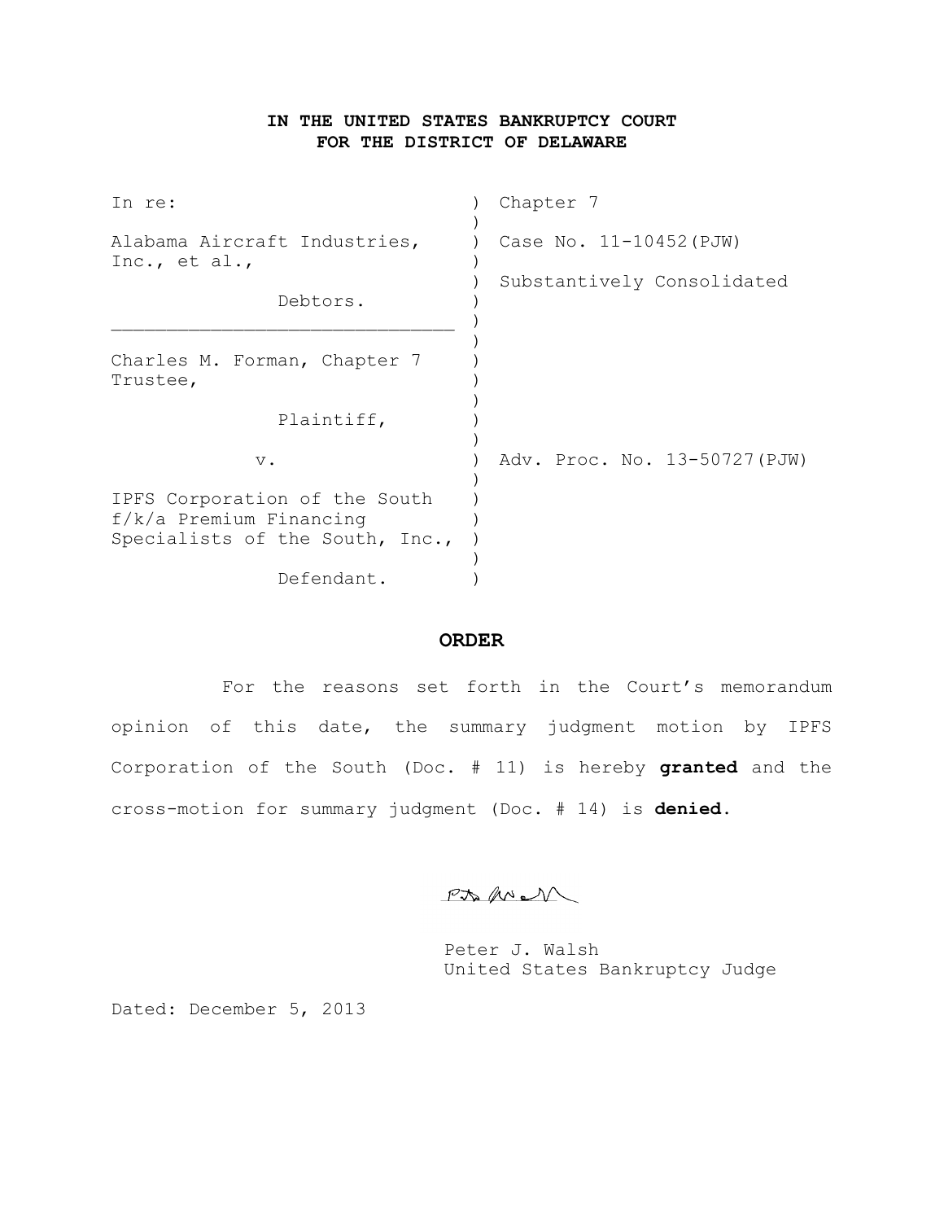**IN THE UNITED STATES BANKRUPTCY COURT**
**FOR THE DISTRICT OF DELAWARE**

| | |
|---|---|
| In re: | Chapter 7 |
| Alabama Aircraft Industries, Inc., et al., | Case No. 11-10452(PJW) |
| Debtors. | Substantively Consolidated |
| Charles M. Forman, Chapter 7 Trustee, | |
| Plaintiff, | |
| v. | Adv. Proc. No. 13-50727(PJW) |
| IPFS Corporation of the South f/k/a Premium Financing Specialists of the South, Inc., | |
| Defendant. | |

**ORDER**

For the reasons set forth in the Court's memorandum opinion of this date, the summary judgment motion by IPFS Corporation of the South (Doc. # 11) is hereby **granted** and the cross-motion for summary judgment (Doc. # 14) is **denied**.

Peter J. Walsh
United States Bankruptcy Judge

Dated: December 5, 2013